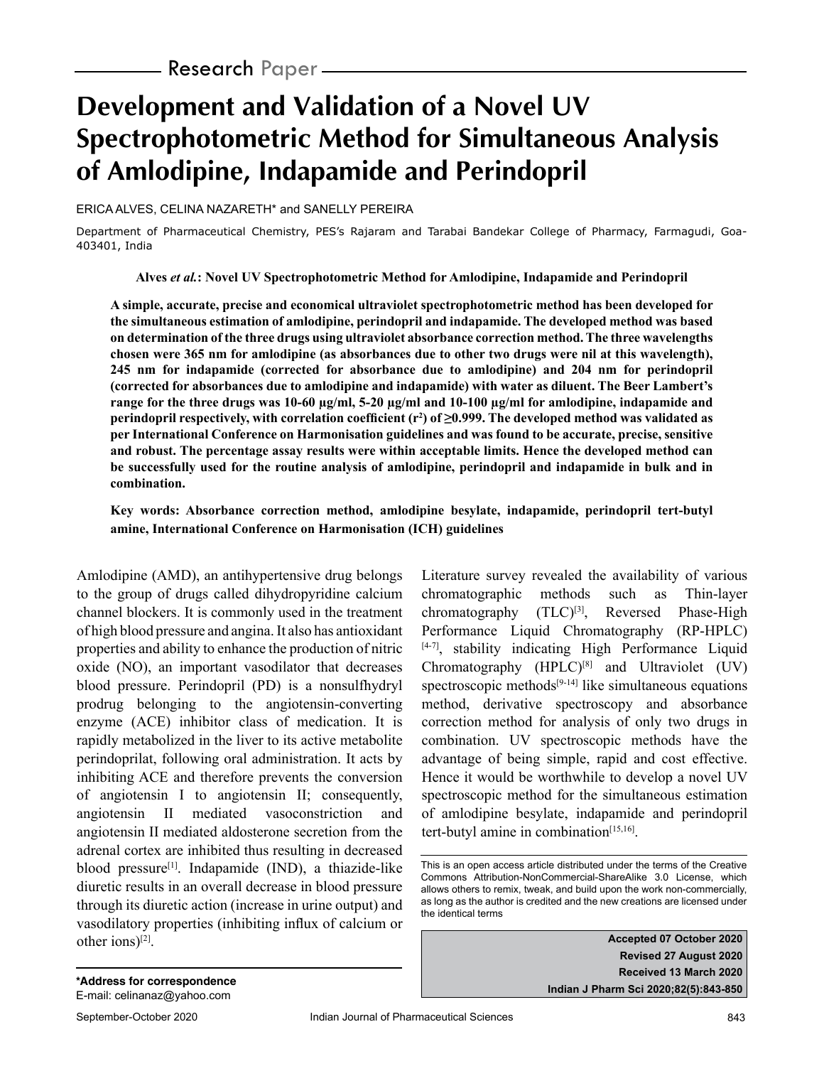Research Paper

# Development and Validation of a Novel UV Spectrophotometric Method for Simultaneous Analysis of Amlodipine, Indapamide and Perindopril

ERICA ALVES, CELINA NAZARETH* and SANELLY PEREIRA

Department of Pharmaceutical Chemistry, PES's Rajaram and Tarabai Bandekar College of Pharmacy, Farmagudi, Goa-403401, India

**Alves *et al.*: Novel UV Spectrophotometric Method for Amlodipine, Indapamide and Perindopril**

**A simple, accurate, precise and economical ultraviolet spectrophotometric method has been developed for the simultaneous estimation of amlodipine, perindopril and indapamide. The developed method was based on determination of the three drugs using ultraviolet absorbance correction method. The three wavelengths chosen were 365 nm for amlodipine (as absorbances due to other two drugs were nil at this wavelength), 245 nm for indapamide (corrected for absorbance due to amlodipine) and 204 nm for perindopril (corrected for absorbances due to amlodipine and indapamide) with water as diluent. The Beer Lambert's range for the three drugs was 10-60 µg/ml, 5-20 µg/ml and 10-100 µg/ml for amlodipine, indapamide and perindopril respectively, with correlation coefficient ($r^2$) of ≥0.999. The developed method was validated as per International Conference on Harmonisation guidelines and was found to be accurate, precise, sensitive and robust. The percentage assay results were within acceptable limits. Hence the developed method can be successfully used for the routine analysis of amlodipine, perindopril and indapamide in bulk and in combination.**

**Key words: Absorbance correction method, amlodipine besylate, indapamide, perindopril tert-butyl amine, International Conference on Harmonisation (ICH) guidelines**

Amlodipine (AMD), an antihypertensive drug belongs to the group of drugs called dihydropyridine calcium channel blockers. It is commonly used in the treatment of high blood pressure and angina. It also has antioxidant properties and ability to enhance the production of nitric oxide (NO), an important vasodilator that decreases blood pressure. Perindopril (PD) is a nonsulfhydryl prodrug belonging to the angiotensin-converting enzyme (ACE) inhibitor class of medication. It is rapidly metabolized in the liver to its active metabolite perindoprilat, following oral administration. It acts by inhibiting ACE and therefore prevents the conversion of angiotensin I to angiotensin II; consequently, angiotensin II mediated vasoconstriction and angiotensin II mediated aldosterone secretion from the adrenal cortex are inhibited thus resulting in decreased blood pressure[1]. Indapamide (IND), a thiazide-like diuretic results in an overall decrease in blood pressure through its diuretic action (increase in urine output) and vasodilatory properties (inhibiting influx of calcium or other ions)[2].

Literature survey revealed the availability of various chromatographic methods such as Thin-layer chromatography (TLC)[3], Reversed Phase-High Performance Liquid Chromatography (RP-HPLC)[4-7], stability indicating High Performance Liquid Chromatography (HPLC)[8] and Ultraviolet (UV) spectroscopic methods[9-14] like simultaneous equations method, derivative spectroscopy and absorbance correction method for analysis of only two drugs in combination. UV spectroscopic methods have the advantage of being simple, rapid and cost effective. Hence it would be worthwhile to develop a novel UV spectroscopic method for the simultaneous estimation of amlodipine besylate, indapamide and perindopril tert-butyl amine in combination[15,16].

This is an open access article distributed under the terms of the Creative Commons Attribution-NonCommercial-ShareAlike 3.0 License, which allows others to remix, tweak, and build upon the work non-commercially, as long as the author is credited and the new creations are licensed under the identical terms

**Accepted 07 October 2020**
**Revised 27 August 2020**
**Received 13 March 2020**
**Indian J Pharm Sci 2020;82(5):843-850**

***Address for correspondence**
E-mail: celinanaz@yahoo.com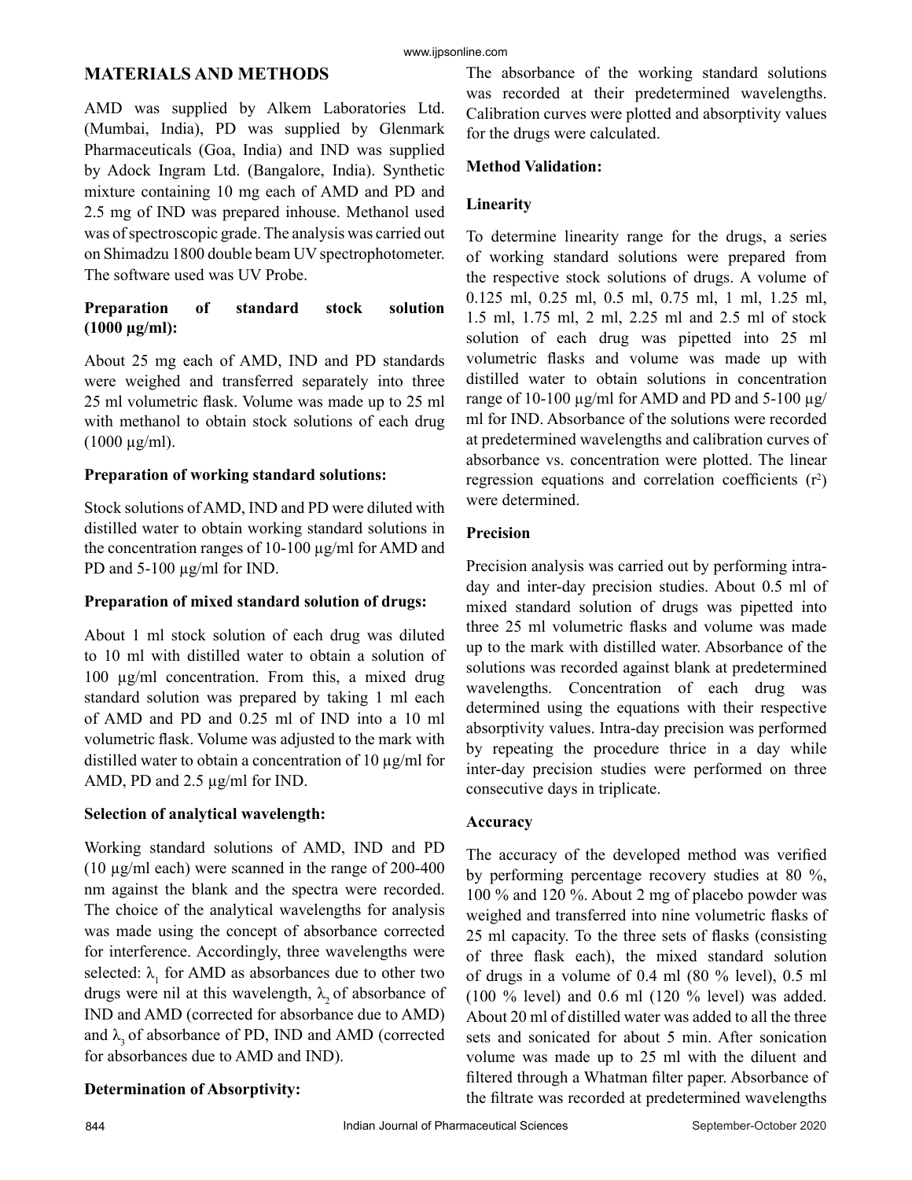## MATERIALS AND METHODS

AMD was supplied by Alkem Laboratories Ltd. (Mumbai, India), PD was supplied by Glenmark Pharmaceuticals (Goa, India) and IND was supplied by Adock Ingram Ltd. (Bangalore, India). Synthetic mixture containing 10 mg each of AMD and PD and 2.5 mg of IND was prepared inhouse. Methanol used was of spectroscopic grade. The analysis was carried out on Shimadzu 1800 double beam UV spectrophotometer. The software used was UV Probe.

### Preparation of standard stock solution (1000 µg/ml):

About 25 mg each of AMD, IND and PD standards were weighed and transferred separately into three 25 ml volumetric flask. Volume was made up to 25 ml with methanol to obtain stock solutions of each drug (1000 µg/ml).

### Preparation of working standard solutions:

Stock solutions of AMD, IND and PD were diluted with distilled water to obtain working standard solutions in the concentration ranges of 10-100 µg/ml for AMD and PD and 5-100 µg/ml for IND.

### Preparation of mixed standard solution of drugs:

About 1 ml stock solution of each drug was diluted to 10 ml with distilled water to obtain a solution of 100 µg/ml concentration. From this, a mixed drug standard solution was prepared by taking 1 ml each of AMD and PD and 0.25 ml of IND into a 10 ml volumetric flask. Volume was adjusted to the mark with distilled water to obtain a concentration of 10 µg/ml for AMD, PD and 2.5 µg/ml for IND.

### Selection of analytical wavelength:

Working standard solutions of AMD, IND and PD (10 µg/ml each) were scanned in the range of 200-400 nm against the blank and the spectra were recorded. The choice of the analytical wavelengths for analysis was made using the concept of absorbance corrected for interference. Accordingly, three wavelengths were selected: $\lambda_1$ for AMD as absorbances due to other two drugs were nil at this wavelength, $\lambda_2$ of absorbance of IND and AMD (corrected for absorbance due to AMD) and $\lambda_3$ of absorbance of PD, IND and AMD (corrected for absorbances due to AMD and IND).

### Determination of Absorptivity:

The absorbance of the working standard solutions was recorded at their predetermined wavelengths. Calibration curves were plotted and absorptivity values for the drugs were calculated.

### Method Validation:

#### Linearity

To determine linearity range for the drugs, a series of working standard solutions were prepared from the respective stock solutions of drugs. A volume of 0.125 ml, 0.25 ml, 0.5 ml, 0.75 ml, 1 ml, 1.25 ml, 1.5 ml, 1.75 ml, 2 ml, 2.25 ml and 2.5 ml of stock solution of each drug was pipetted into 25 ml volumetric flasks and volume was made up with distilled water to obtain solutions in concentration range of 10-100 µg/ml for AMD and PD and 5-100 µg/ml for IND. Absorbance of the solutions were recorded at predetermined wavelengths and calibration curves of absorbance vs. concentration were plotted. The linear regression equations and correlation coefficients ($r^2$) were determined.

#### Precision

Precision analysis was carried out by performing intra-day and inter-day precision studies. About 0.5 ml of mixed standard solution of drugs was pipetted into three 25 ml volumetric flasks and volume was made up to the mark with distilled water. Absorbance of the solutions was recorded against blank at predetermined wavelengths. Concentration of each drug was determined using the equations with their respective absorptivity values. Intra-day precision was performed by repeating the procedure thrice in a day while inter-day precision studies were performed on three consecutive days in triplicate.

#### Accuracy

The accuracy of the developed method was verified by performing percentage recovery studies at 80 %, 100 % and 120 %. About 2 mg of placebo powder was weighed and transferred into nine volumetric flasks of 25 ml capacity. To the three sets of flasks (consisting of three flask each), the mixed standard solution of drugs in a volume of 0.4 ml (80 % level), 0.5 ml (100 % level) and 0.6 ml (120 % level) was added. About 20 ml of distilled water was added to all the three sets and sonicated for about 5 min. After sonication volume was made up to 25 ml with the diluent and filtered through a Whatman filter paper. Absorbance of the filtrate was recorded at predetermined wavelengths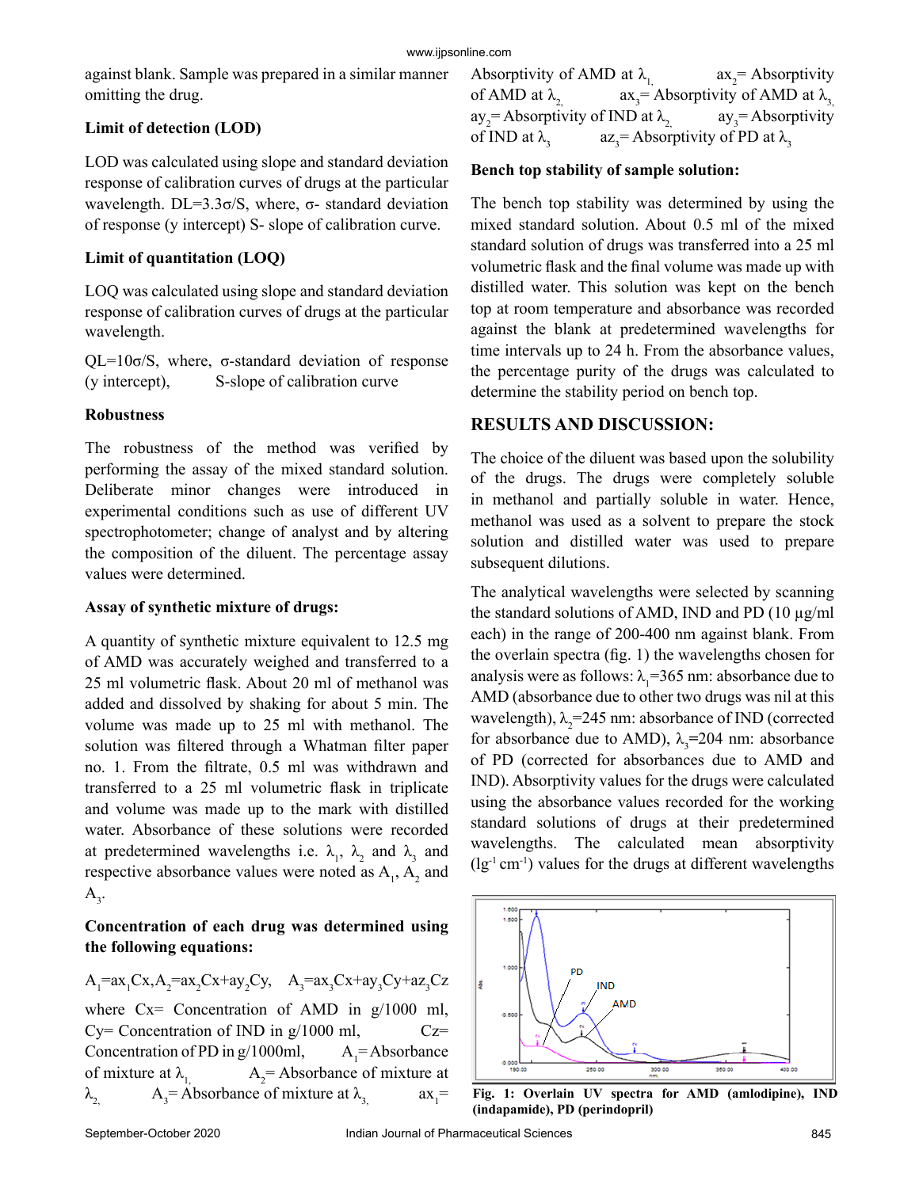against blank. Sample was prepared in a similar manner omitting the drug.

**Limit of detection (LOD)**

LOD was calculated using slope and standard deviation response of calibration curves of drugs at the particular wavelength. DL=3.3σ/S, where, σ- standard deviation of response (y intercept) S- slope of calibration curve.

**Limit of quantitation (LOQ)**

LOQ was calculated using slope and standard deviation response of calibration curves of drugs at the particular wavelength.

QL=10σ/S, where, σ-standard deviation of response (y intercept), S-slope of calibration curve

**Robustness**

The robustness of the method was verified by performing the assay of the mixed standard solution. Deliberate minor changes were introduced in experimental conditions such as use of different UV spectrophotometer; change of analyst and by altering the composition of the diluent. The percentage assay values were determined.

**Assay of synthetic mixture of drugs:**

A quantity of synthetic mixture equivalent to 12.5 mg of AMD was accurately weighed and transferred to a 25 ml volumetric flask. About 20 ml of methanol was added and dissolved by shaking for about 5 min. The volume was made up to 25 ml with methanol. The solution was filtered through a Whatman filter paper no. 1. From the filtrate, 0.5 ml was withdrawn and transferred to a 25 ml volumetric flask in triplicate and volume was made up to the mark with distilled water. Absorbance of these solutions were recorded at predetermined wavelengths i.e. $\lambda_1$, $\lambda_2$ and $\lambda_3$ and respective absorbance values were noted as $A_1$, $A_2$ and $A_3$.

**Concentration of each drug was determined using the following equations:**

$A_1=ax_1Cx$, $A_2=ax_2Cx+ay_2Cy$, $A_3=ax_3Cx+ay_3Cy+az_3Cz$

where Cx= Concentration of AMD in g/1000 ml, Cy= Concentration of IND in g/1000 ml, Cz= Concentration of PD in g/1000ml, $A_1$= Absorbance of mixture at $\lambda_1$, $A_2$= Absorbance of mixture at $\lambda_2$, $A_3$= Absorbance of mixture at $\lambda_3$, $ax_1$= Absorptivity of AMD at $\lambda_1$, $ax_2$= Absorptivity of AMD at $\lambda_2$, $ax_3$= Absorptivity of AMD at $\lambda_3$, $ay_2$= Absorptivity of IND at $\lambda_2$, $ay_3$= Absorptivity of IND at $\lambda_3$, $az_3$= Absorptivity of PD at $\lambda_3$

**Bench top stability of sample solution:**

The bench top stability was determined by using the mixed standard solution. About 0.5 ml of the mixed standard solution of drugs was transferred into a 25 ml volumetric flask and the final volume was made up with distilled water. This solution was kept on the bench top at room temperature and absorbance was recorded against the blank at predetermined wavelengths for time intervals up to 24 h. From the absorbance values, the percentage purity of the drugs was calculated to determine the stability period on bench top.

## RESULTS AND DISCUSSION:

The choice of the diluent was based upon the solubility of the drugs. The drugs were completely soluble in methanol and partially soluble in water. Hence, methanol was used as a solvent to prepare the stock solution and distilled water was used to prepare subsequent dilutions.

The analytical wavelengths were selected by scanning the standard solutions of AMD, IND and PD (10 µg/ml each) in the range of 200-400 nm against blank. From the overlain spectra (fig. 1) the wavelengths chosen for analysis were as follows: $\lambda_1$=365 nm: absorbance due to AMD (absorbance due to other two drugs was nil at this wavelength), $\lambda_2$=245 nm: absorbance of IND (corrected for absorbance due to AMD), $\lambda_3$=204 nm: absorbance of PD (corrected for absorbances due to AMD and IND). Absorptivity values for the drugs were calculated using the absorbance values recorded for the working standard solutions of drugs at their predetermined wavelengths. The calculated mean absorptivity ($lg^{-1}$ $cm^{-1}$) values for the drugs at different wavelengths

**Fig. 1: Overlain UV spectra for AMD (amlodipine), IND (indapamide), PD (perindopril)**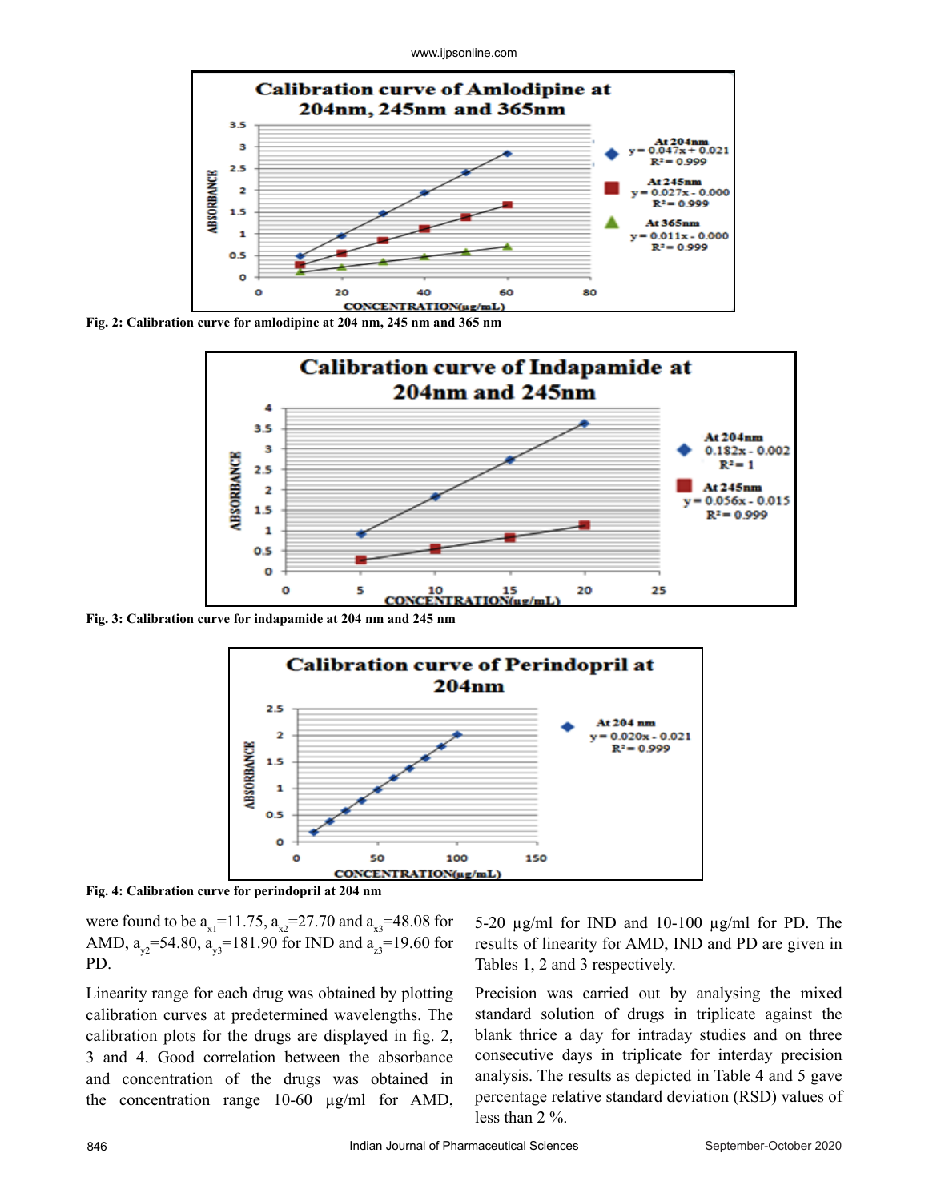Fig. 2: Calibration curve for amlodipine at 204 nm, 245 nm and 365 nm

Fig. 3: Calibration curve for indapamide at 204 nm and 245 nm

Fig. 4: Calibration curve for perindopril at 204 nm

were found to be $a_{x1}$=11.75, $a_{x2}$=27.70 and $a_{x3}$=48.08 for AMD, $a_{y2}$=54.80, $a_{y3}$=181.90 for IND and $a_{z3}$=19.60 for PD.

Linearity range for each drug was obtained by plotting calibration curves at predetermined wavelengths. The calibration plots for the drugs are displayed in fig. 2, 3 and 4. Good correlation between the absorbance and concentration of the drugs was obtained in the concentration range 10-60 µg/ml for AMD, 5-20 µg/ml for IND and 10-100 µg/ml for PD. The results of linearity for AMD, IND and PD are given in Tables 1, 2 and 3 respectively.

Precision was carried out by analysing the mixed standard solution of drugs in triplicate against the blank thrice a day for intraday studies and on three consecutive days in triplicate for interday precision analysis. The results as depicted in Table 4 and 5 gave percentage relative standard deviation (RSD) values of less than 2 %.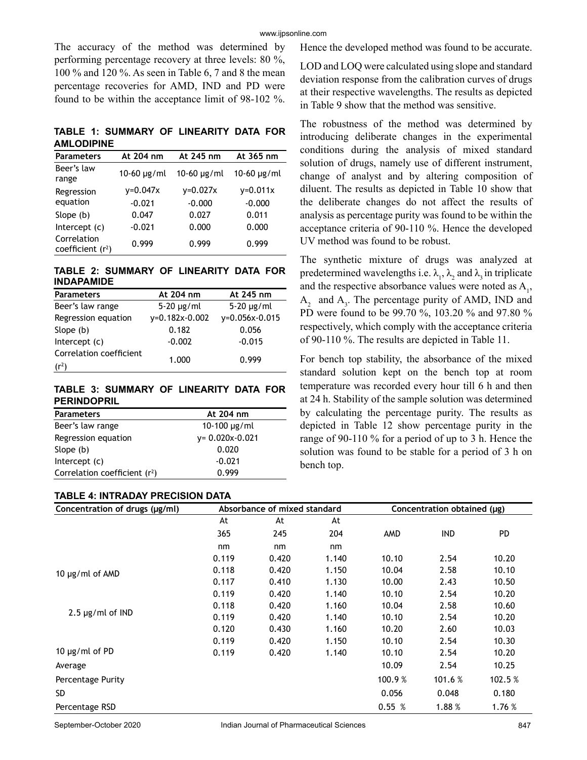The accuracy of the method was determined by performing percentage recovery at three levels: 80 %, 100 % and 120 %. As seen in Table 6, 7 and 8 the mean percentage recoveries for AMD, IND and PD were found to be within the acceptance limit of 98-102 %. Hence the developed method was found to be accurate.

**TABLE 1: SUMMARY OF LINEARITY DATA FOR AMLODIPINE**

| Parameters | At 204 nm | At 245 nm | At 365 nm |
|---|---|---|---|
| Beer's law range | 10-60 µg/ml | 10-60 µg/ml | 10-60 µg/ml |
| Regression equation | y=0.047x -0.021 | y=0.027x -0.000 | y=0.011x -0.000 |
| Slope (b) | 0.047 | 0.027 | 0.011 |
| Intercept (c) | -0.021 | 0.000 | 0.000 |
| Correlation coefficient ($r^2$) | 0.999 | 0.999 | 0.999 |

**TABLE 2: SUMMARY OF LINEARITY DATA FOR INDAPAMIDE**

| Parameters | At 204 nm | At 245 nm |
|---|---|---|
| Beer's law range | 5-20 µg/ml | 5-20 µg/ml |
| Regression equation | y=0.182x-0.002 | y=0.056x-0.015 |
| Slope (b) | 0.182 | 0.056 |
| Intercept (c) | -0.002 | -0.015 |
| Correlation coefficient ($r^2$) | 1.000 | 0.999 |

**TABLE 3: SUMMARY OF LINEARITY DATA FOR PERINDOPRIL**

| Parameters | At 204 nm |
|---|---|
| Beer's law range | 10-100 µg/ml |
| Regression equation | y= 0.020x-0.021 |
| Slope (b) | 0.020 |
| Intercept (c) | -0.021 |
| Correlation coefficient ($r^2$) | 0.999 |

LOD and LOQ were calculated using slope and standard deviation response from the calibration curves of drugs at their respective wavelengths. The results as depicted in Table 9 show that the method was sensitive.

The robustness of the method was determined by introducing deliberate changes in the experimental conditions during the analysis of mixed standard solution of drugs, namely use of different instrument, change of analyst and by altering composition of diluent. The results as depicted in Table 10 show that the deliberate changes do not affect the results of analysis as percentage purity was found to be within the acceptance criteria of 90-110 %. Hence the developed UV method was found to be robust.

The synthetic mixture of drugs was analyzed at predetermined wavelengths i.e. $\lambda_1$, $\lambda_2$ and $\lambda_3$ in triplicate and the respective absorbance values were noted as $A_1$, $A_2$ and $A_3$. The percentage purity of AMD, IND and PD were found to be 99.70 %, 103.20 % and 97.80 % respectively, which comply with the acceptance criteria of 90-110 %. The results are depicted in Table 11.

For bench top stability, the absorbance of the mixed standard solution kept on the bench top at room temperature was recorded every hour till 6 h and then at 24 h. Stability of the sample solution was determined by calculating the percentage purity. The results as depicted in Table 12 show percentage purity in the range of 90-110 % for a period of up to 3 h. Hence the solution was found to be stable for a period of 3 h on bench top.

**TABLE 4: INTRADAY PRECISION DATA**

| Concentration of drugs (µg/ml) | Absorbance of mixed standard | | | Concentration obtained (µg) | | |
|---|---|---|---|---|---|---|
| | At 365 nm | At 245 nm | At 204 nm | AMD | IND | PD |
| 10 µg/ml of AMD | 0.119 | 0.420 | 1.140 | 10.10 | 2.54 | 10.20 |
| | 0.118 | 0.420 | 1.150 | 10.04 | 2.58 | 10.10 |
| | 0.117 | 0.410 | 1.130 | 10.00 | 2.43 | 10.50 |
| 2.5 µg/ml of IND | 0.119 | 0.420 | 1.140 | 10.10 | 2.54 | 10.20 |
| | 0.118 | 0.420 | 1.160 | 10.04 | 2.58 | 10.60 |
| | 0.119 | 0.420 | 1.140 | 10.10 | 2.54 | 10.20 |
| 10 µg/ml of PD | 0.120 | 0.430 | 1.160 | 10.20 | 2.60 | 10.03 |
| | 0.119 | 0.420 | 1.150 | 10.10 | 2.54 | 10.30 |
| | 0.119 | 0.420 | 1.140 | 10.10 | 2.54 | 10.20 |
| Average | | | | 10.09 | 2.54 | 10.25 |
| Percentage Purity | | | | 100.9 % | 101.6 % | 102.5 % |
| SD | | | | 0.056 | 0.048 | 0.180 |
| Percentage RSD | | | | 0.55 % | 1.88 % | 1.76 % |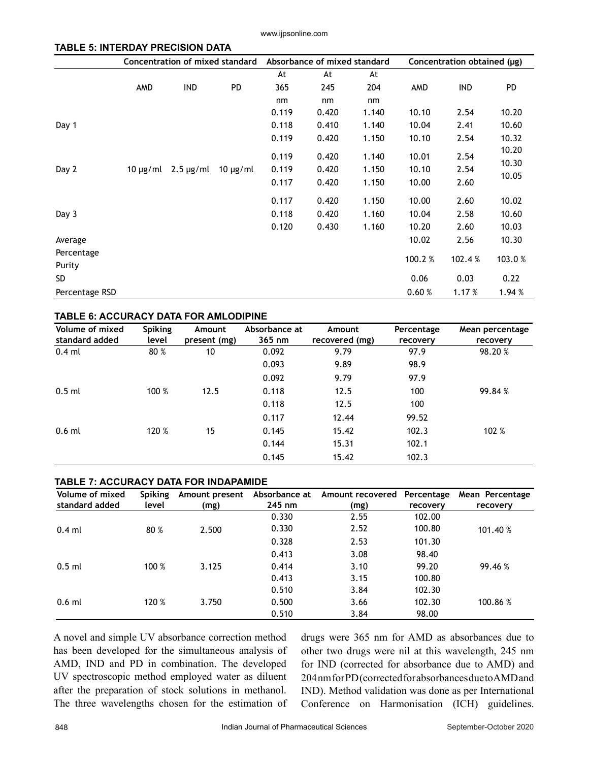**TABLE 5: INTERDAY PRECISION DATA**

| | Concentration of mixed standard | | | Absorbance of mixed standard | | | Concentration obtained (µg) | | |
|---|---|---|---|---|---|---|---|---|---|
| | AMD | IND | PD | At 365 nm | At 245 nm | At 204 nm | AMD | IND | PD |
| Day 1 | | | | 0.119 | 0.420 | 1.140 | 10.10 | 2.54 | 10.20 |
| | | | | 0.118 | 0.410 | 1.140 | 10.04 | 2.41 | 10.60 |
| | | | | 0.119 | 0.420 | 1.150 | 10.10 | 2.54 | 10.32 |
| Day 2 | 10 µg/ml | 2.5 µg/ml | 10 µg/ml | 0.119 | 0.420 | 1.140 | 10.01 | 2.54 | 10.20 |
| | | | | 0.119 | 0.420 | 1.150 | 10.10 | 2.54 | 10.30 |
| | | | | 0.117 | 0.420 | 1.150 | 10.00 | 2.60 | 10.05 |
| Day 3 | | | | 0.117 | 0.420 | 1.150 | 10.00 | 2.60 | 10.02 |
| | | | | 0.118 | 0.420 | 1.160 | 10.04 | 2.58 | 10.60 |
| | | | | 0.120 | 0.430 | 1.160 | 10.20 | 2.60 | 10.03 |
| Average | | | | | | | 10.02 | 2.56 | 10.30 |
| Percentage Purity | | | | | | | 100.2 % | 102.4 % | 103.0 % |
| SD | | | | | | | 0.06 | 0.03 | 0.22 |
| Percentage RSD | | | | | | | 0.60 % | 1.17 % | 1.94 % |

**TABLE 6: ACCURACY DATA FOR AMLODIPINE**

| Volume of mixed standard added | Spiking level | Amount present (mg) | Absorbance at 365 nm | Amount recovered (mg) | Percentage recovery | Mean percentage recovery |
|---|---|---|---|---|---|---|
| 0.4 ml | 80 % | 10 | 0.092 | 9.79 | 97.9 | 98.20 % |
| | | | 0.093 | 9.89 | 98.9 | |
| | | | 0.092 | 9.79 | 97.9 | |
| 0.5 ml | 100 % | 12.5 | 0.118 | 12.5 | 100 | 99.84 % |
| | | | 0.118 | 12.5 | 100 | |
| | | | 0.117 | 12.44 | 99.52 | |
| 0.6 ml | 120 % | 15 | 0.145 | 15.42 | 102.3 | 102 % |
| | | | 0.144 | 15.31 | 102.1 | |
| | | | 0.145 | 15.42 | 102.3 | |

**TABLE 7: ACCURACY DATA FOR INDAPAMIDE**

| Volume of mixed standard added | Spiking level | Amount present (mg) | Absorbance at 245 nm | Amount recovered (mg) | Percentage recovery | Mean Percentage recovery |
|---|---|---|---|---|---|---|
| | | | 0.330 | 2.55 | 102.00 | |
| 0.4 ml | 80 % | 2.500 | 0.330 | 2.52 | 100.80 | 101.40 % |
| | | | 0.328 | 2.53 | 101.30 | |
| | | | 0.413 | 3.08 | 98.40 | |
| 0.5 ml | 100 % | 3.125 | 0.414 | 3.10 | 99.20 | 99.46 % |
| | | | 0.413 | 3.15 | 100.80 | |
| | | | 0.510 | 3.84 | 102.30 | |
| 0.6 ml | 120 % | 3.750 | 0.500 | 3.66 | 102.30 | 100.86 % |
| | | | 0.510 | 3.84 | 98.00 | |

A novel and simple UV absorbance correction method has been developed for the simultaneous analysis of AMD, IND and PD in combination. The developed UV spectroscopic method employed water as diluent after the preparation of stock solutions in methanol. The three wavelengths chosen for the estimation of drugs were 365 nm for AMD as absorbances due to other two drugs were nil at this wavelength, 245 nm for IND (corrected for absorbance due to AMD) and 204 nm for PD (corrected for absorbances due to AMD and IND). Method validation was done as per International Conference on Harmonisation (ICH) guidelines.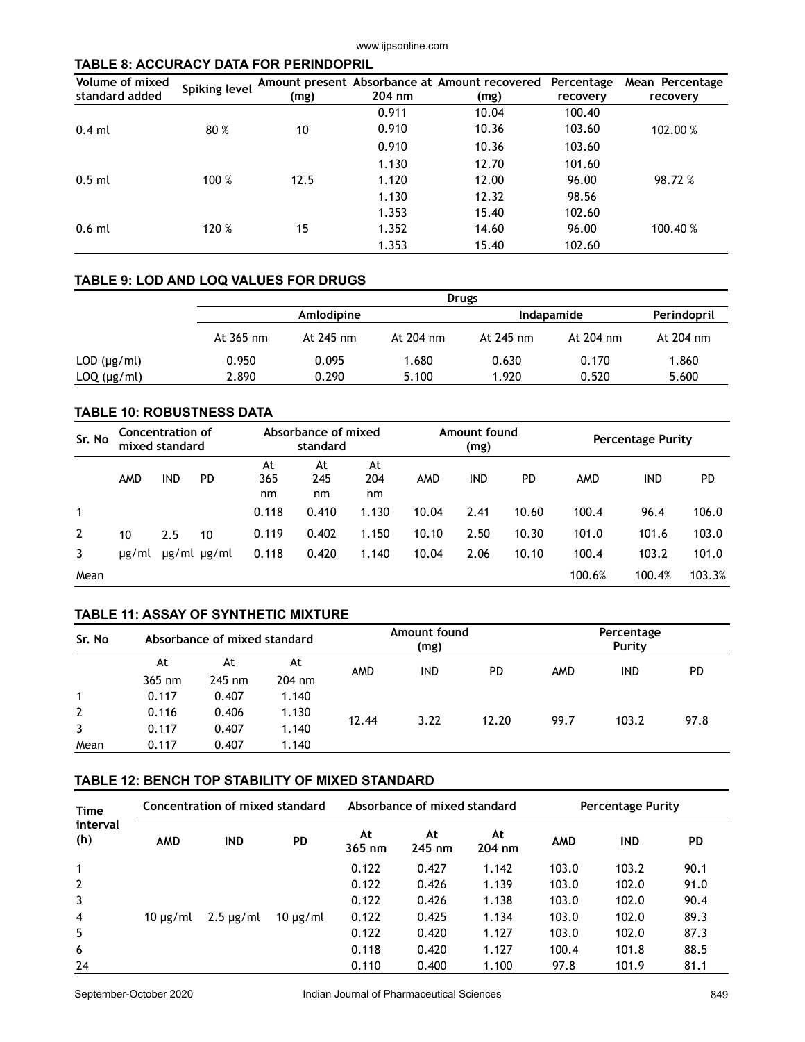### TABLE 8: ACCURACY DATA FOR PERINDOPRIL

| Volume of mixed standard added | Spiking level | Amount present (mg) | Absorbance at 204 nm | Amount recovered (mg) | Percentage recovery | Mean Percentage recovery |
|---|---|---|---|---|---|---|
| | | | 0.911 | 10.04 | 100.40 | |
| 0.4 ml | 80 % | 10 | 0.910 | 10.36 | 103.60 | 102.00 % |
| | | | 0.910 | 10.36 | 103.60 | |
| | | | 1.130 | 12.70 | 101.60 | |
| 0.5 ml | 100 % | 12.5 | 1.120 | 12.00 | 96.00 | 98.72 % |
| | | | 1.130 | 12.32 | 98.56 | |
| | | | 1.353 | 15.40 | 102.60 | |
| 0.6 ml | 120 % | 15 | 1.352 | 14.60 | 96.00 | 100.40 % |
| | | | 1.353 | 15.40 | 102.60 | |

### TABLE 9: LOD AND LOQ VALUES FOR DRUGS

| | Drugs | | | | | |
|---|---|---|---|---|---|---|
| | Amlodipine | | | Indapamide | | Perindopril |
| | At 365 nm | At 245 nm | At 204 nm | At 245 nm | At 204 nm | At 204 nm |
| LOD (μg/ml) | 0.950 | 0.095 | 1.680 | 0.630 | 0.170 | 1.860 |
| LOQ (μg/ml) | 2.890 | 0.290 | 5.100 | 1.920 | 0.520 | 5.600 |

### TABLE 10: ROBUSTNESS DATA

| Sr. No | Concentration of mixed standard | | | Absorbance of mixed standard | | | Amount found (mg) | | | Percentage Purity | | |
|---|---|---|---|---|---|---|---|---|---|---|---|---|
| | AMD | IND | PD | At 365 nm | At 245 nm | At 204 nm | AMD | IND | PD | AMD | IND | PD |
| 1 | | | | 0.118 | 0.410 | 1.130 | 10.04 | 2.41 | 10.60 | 100.4 | 96.4 | 106.0 |
| 2 | 10 | 2.5 | 10 | 0.119 | 0.402 | 1.150 | 10.10 | 2.50 | 10.30 | 101.0 | 101.6 | 103.0 |
| 3 | μg/ml | μg/ml | μg/ml | 0.118 | 0.420 | 1.140 | 10.04 | 2.06 | 10.10 | 100.4 | 103.2 | 101.0 |
| Mean | | | | | | | | | | 100.6% | 100.4% | 103.3% |

### TABLE 11: ASSAY OF SYNTHETIC MIXTURE

| Sr. No | Absorbance of mixed standard | | | Amount found (mg) | | | Percentage Purity | | |
|---|---|---|---|---|---|---|---|---|---|
| | At 365 nm | At 245 nm | At 204 nm | AMD | IND | PD | AMD | IND | PD |
| 1 | 0.117 | 0.407 | 1.140 | | | | | | |
| 2 | 0.116 | 0.406 | 1.130 | 12.44 | 3.22 | 12.20 | 99.7 | 103.2 | 97.8 |
| 3 | 0.117 | 0.407 | 1.140 | | | | | | |
| Mean | 0.117 | 0.407 | 1.140 | | | | | | |

### TABLE 12: BENCH TOP STABILITY OF MIXED STANDARD

| Time interval (h) | Concentration of mixed standard | | | Absorbance of mixed standard | | | Percentage Purity | | |
|---|---|---|---|---|---|---|---|---|---|
| | AMD | IND | PD | At 365 nm | At 245 nm | At 204 nm | AMD | IND | PD |
| 1 | | | | 0.122 | 0.427 | 1.142 | 103.0 | 103.2 | 90.1 |
| 2 | | | | 0.122 | 0.426 | 1.139 | 103.0 | 102.0 | 91.0 |
| 3 | | | | 0.122 | 0.426 | 1.138 | 103.0 | 102.0 | 90.4 |
| 4 | 10 μg/ml | 2.5 μg/ml | 10 μg/ml | 0.122 | 0.425 | 1.134 | 103.0 | 102.0 | 89.3 |
| 5 | | | | 0.122 | 0.420 | 1.127 | 103.0 | 102.0 | 87.3 |
| 6 | | | | 0.118 | 0.420 | 1.127 | 100.4 | 101.8 | 88.5 |
| 24 | | | | 0.110 | 0.400 | 1.100 | 97.8 | 101.9 | 81.1 |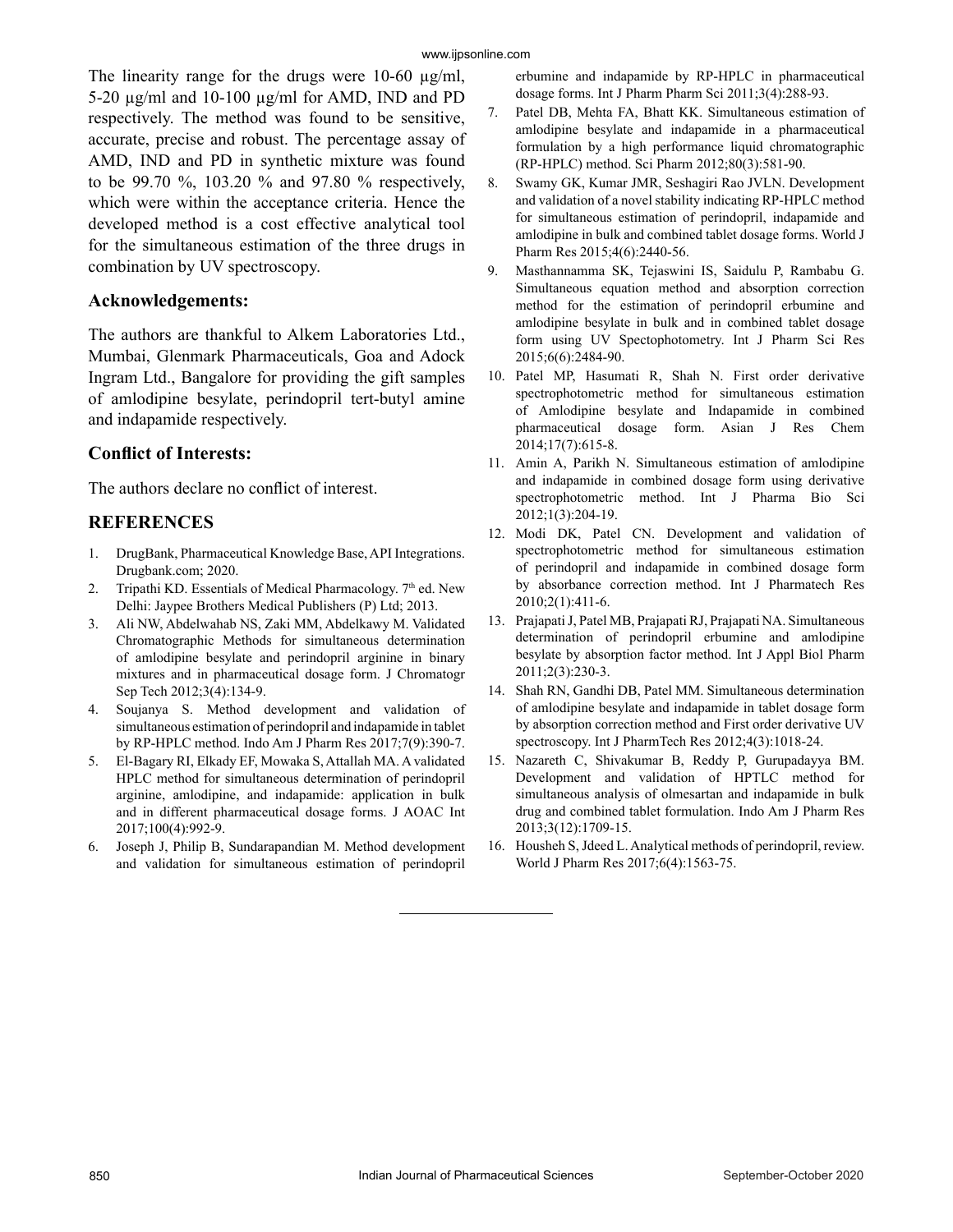The linearity range for the drugs were 10-60 µg/ml, 5-20 µg/ml and 10-100 µg/ml for AMD, IND and PD respectively. The method was found to be sensitive, accurate, precise and robust. The percentage assay of AMD, IND and PD in synthetic mixture was found to be 99.70 %, 103.20 % and 97.80 % respectively, which were within the acceptance criteria. Hence the developed method is a cost effective analytical tool for the simultaneous estimation of the three drugs in combination by UV spectroscopy.

## Acknowledgements:

The authors are thankful to Alkem Laboratories Ltd., Mumbai, Glenmark Pharmaceuticals, Goa and Adock Ingram Ltd., Bangalore for providing the gift samples of amlodipine besylate, perindopril tert-butyl amine and indapamide respectively.

## Conflict of Interests:

The authors declare no conflict of interest.

## REFERENCES

1. DrugBank, Pharmaceutical Knowledge Base, API Integrations. Drugbank.com; 2020.
2. Tripathi KD. Essentials of Medical Pharmacology. 7th ed. New Delhi: Jaypee Brothers Medical Publishers (P) Ltd; 2013.
3. Ali NW, Abdelwahab NS, Zaki MM, Abdelkawy M. Validated Chromatographic Methods for simultaneous determination of amlodipine besylate and perindopril arginine in binary mixtures and in pharmaceutical dosage form. J Chromatogr Sep Tech 2012;3(4):134-9.
4. Soujanya S. Method development and validation of simultaneous estimation of perindopril and indapamide in tablet by RP-HPLC method. Indo Am J Pharm Res 2017;7(9):390-7.
5. El-Bagary RI, Elkady EF, Mowaka S, Attallah MA. A validated HPLC method for simultaneous determination of perindopril arginine, amlodipine, and indapamide: application in bulk and in different pharmaceutical dosage forms. J AOAC Int 2017;100(4):992-9.
6. Joseph J, Philip B, Sundarapandian M. Method development and validation for simultaneous estimation of perindopril erbumine and indapamide by RP-HPLC in pharmaceutical dosage forms. Int J Pharm Pharm Sci 2011;3(4):288-93.
7. Patel DB, Mehta FA, Bhatt KK. Simultaneous estimation of amlodipine besylate and indapamide in a pharmaceutical formulation by a high performance liquid chromatographic (RP-HPLC) method. Sci Pharm 2012;80(3):581-90.
8. Swamy GK, Kumar JMR, Seshagiri Rao JVLN. Development and validation of a novel stability indicating RP-HPLC method for simultaneous estimation of perindopril, indapamide and amlodipine in bulk and combined tablet dosage forms. World J Pharm Res 2015;4(6):2440-56.
9. Masthannamma SK, Tejaswini IS, Saidulu P, Rambabu G. Simultaneous equation method and absorption correction method for the estimation of perindopril erbumine and amlodipine besylate in bulk and in combined tablet dosage form using UV Spectophotometry. Int J Pharm Sci Res 2015;6(6):2484-90.
10. Patel MP, Hasumati R, Shah N. First order derivative spectrophotometric method for simultaneous estimation of Amlodipine besylate and Indapamide in combined pharmaceutical dosage form. Asian J Res Chem 2014;17(7):615-8.
11. Amin A, Parikh N. Simultaneous estimation of amlodipine and indapamide in combined dosage form using derivative spectrophotometric method. Int J Pharma Bio Sci 2012;1(3):204-19.
12. Modi DK, Patel CN. Development and validation of spectrophotometric method for simultaneous estimation of perindopril and indapamide in combined dosage form by absorbance correction method. Int J Pharmatech Res 2010;2(1):411-6.
13. Prajapati J, Patel MB, Prajapati RJ, Prajapati NA. Simultaneous determination of perindopril erbumine and amlodipine besylate by absorption factor method. Int J Appl Biol Pharm 2011;2(3):230-3.
14. Shah RN, Gandhi DB, Patel MM. Simultaneous determination of amlodipine besylate and indapamide in tablet dosage form by absorption correction method and First order derivative UV spectroscopy. Int J PharmTech Res 2012;4(3):1018-24.
15. Nazareth C, Shivakumar B, Reddy P, Gurupadayya BM. Development and validation of HPTLC method for simultaneous analysis of olmesartan and indapamide in bulk drug and combined tablet formulation. Indo Am J Pharm Res 2013;3(12):1709-15.
16. Housheh S, Jdeed L. Analytical methods of perindopril, review. World J Pharm Res 2017;6(4):1563-75.